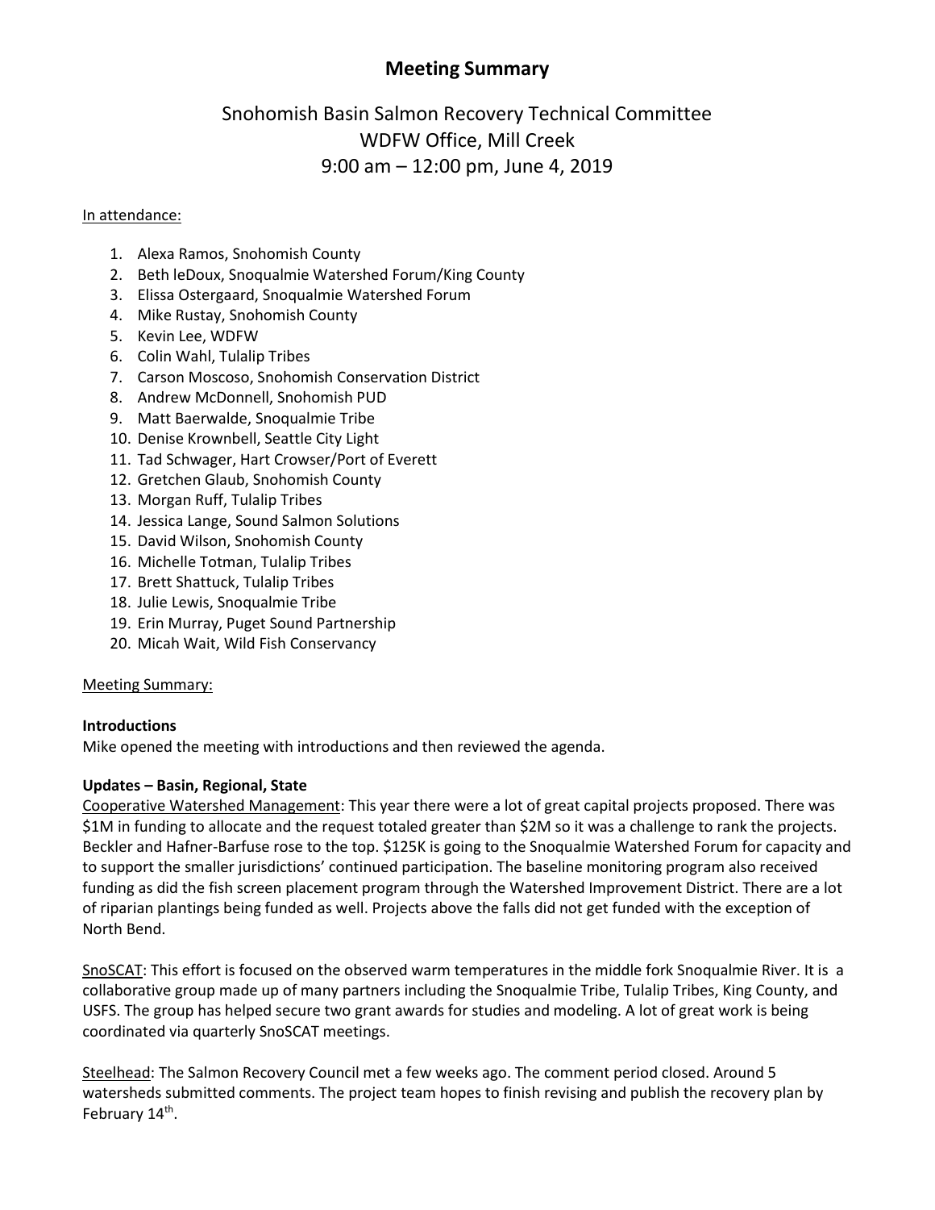# Meeting Summary

## Snohomish Basin Salmon Recovery Technical Committee
## WDFW Office, Mill Creek
## 9:00 am – 12:00 pm, June 4, 2019

In attendance:

1. Alexa Ramos, Snohomish County
2. Beth leDoux, Snoqualmie Watershed Forum/King County
3. Elissa Ostergaard, Snoqualmie Watershed Forum
4. Mike Rustay, Snohomish County
5. Kevin Lee, WDFW
6. Colin Wahl, Tulalip Tribes
7. Carson Moscoso, Snohomish Conservation District
8. Andrew McDonnell, Snohomish PUD
9. Matt Baerwalde, Snoqualmie Tribe
10. Denise Krownbell, Seattle City Light
11. Tad Schwager, Hart Crowser/Port of Everett
12. Gretchen Glaub, Snohomish County
13. Morgan Ruff, Tulalip Tribes
14. Jessica Lange, Sound Salmon Solutions
15. David Wilson, Snohomish County
16. Michelle Totman, Tulalip Tribes
17. Brett Shattuck, Tulalip Tribes
18. Julie Lewis, Snoqualmie Tribe
19. Erin Murray, Puget Sound Partnership
20. Micah Wait, Wild Fish Conservancy

Meeting Summary:

**Introductions**

Mike opened the meeting with introductions and then reviewed the agenda.

**Updates – Basin, Regional, State**

Cooperative Watershed Management: This year there were a lot of great capital projects proposed. There was $1M in funding to allocate and the request totaled greater than $2M so it was a challenge to rank the projects. Beckler and Hafner-Barfuse rose to the top. $125K is going to the Snoqualmie Watershed Forum for capacity and to support the smaller jurisdictions' continued participation. The baseline monitoring program also received funding as did the fish screen placement program through the Watershed Improvement District. There are a lot of riparian plantings being funded as well. Projects above the falls did not get funded with the exception of North Bend.

SnoSCAT: This effort is focused on the observed warm temperatures in the middle fork Snoqualmie River. It is a collaborative group made up of many partners including the Snoqualmie Tribe, Tulalip Tribes, King County, and USFS. The group has helped secure two grant awards for studies and modeling. A lot of great work is being coordinated via quarterly SnoSCAT meetings.

Steelhead: The Salmon Recovery Council met a few weeks ago. The comment period closed. Around 5 watersheds submitted comments. The project team hopes to finish revising and publish the recovery plan by February 14th.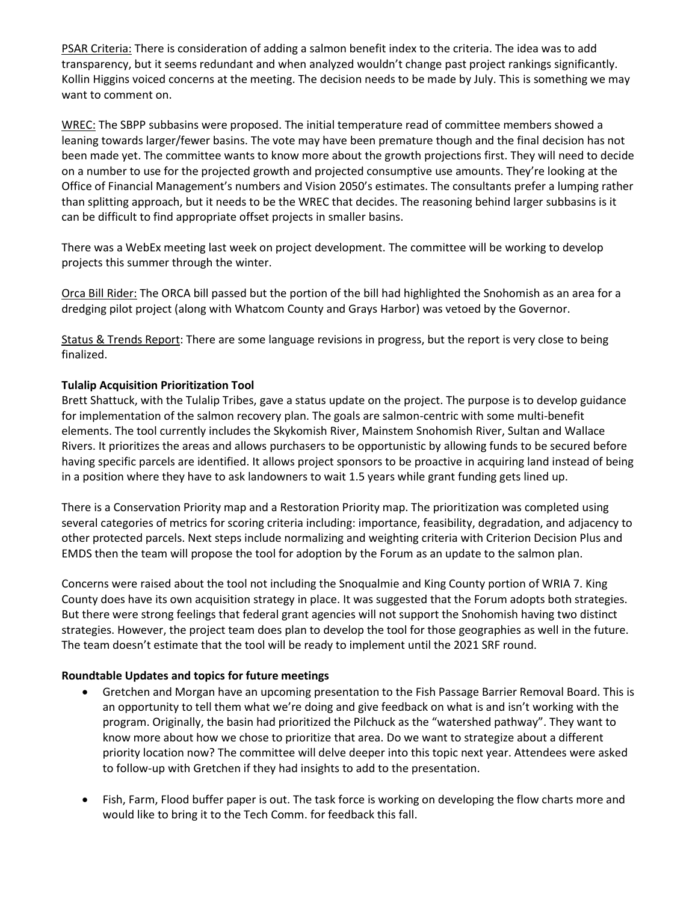PSAR Criteria: There is consideration of adding a salmon benefit index to the criteria. The idea was to add transparency, but it seems redundant and when analyzed wouldn't change past project rankings significantly. Kollin Higgins voiced concerns at the meeting. The decision needs to be made by July. This is something we may want to comment on.

WREC: The SBPP subbasins were proposed. The initial temperature read of committee members showed a leaning towards larger/fewer basins. The vote may have been premature though and the final decision has not been made yet. The committee wants to know more about the growth projections first. They will need to decide on a number to use for the projected growth and projected consumptive use amounts. They're looking at the Office of Financial Management's numbers and Vision 2050's estimates. The consultants prefer a lumping rather than splitting approach, but it needs to be the WREC that decides. The reasoning behind larger subbasins is it can be difficult to find appropriate offset projects in smaller basins.

There was a WebEx meeting last week on project development. The committee will be working to develop projects this summer through the winter.

Orca Bill Rider: The ORCA bill passed but the portion of the bill had highlighted the Snohomish as an area for a dredging pilot project (along with Whatcom County and Grays Harbor) was vetoed by the Governor.

Status & Trends Report: There are some language revisions in progress, but the report is very close to being finalized.

**Tulalip Acquisition Prioritization Tool**

Brett Shattuck, with the Tulalip Tribes, gave a status update on the project. The purpose is to develop guidance for implementation of the salmon recovery plan. The goals are salmon-centric with some multi-benefit elements. The tool currently includes the Skykomish River, Mainstem Snohomish River, Sultan and Wallace Rivers. It prioritizes the areas and allows purchasers to be opportunistic by allowing funds to be secured before having specific parcels are identified. It allows project sponsors to be proactive in acquiring land instead of being in a position where they have to ask landowners to wait 1.5 years while grant funding gets lined up.

There is a Conservation Priority map and a Restoration Priority map. The prioritization was completed using several categories of metrics for scoring criteria including: importance, feasibility, degradation, and adjacency to other protected parcels. Next steps include normalizing and weighting criteria with Criterion Decision Plus and EMDS then the team will propose the tool for adoption by the Forum as an update to the salmon plan.

Concerns were raised about the tool not including the Snoqualmie and King County portion of WRIA 7. King County does have its own acquisition strategy in place. It was suggested that the Forum adopts both strategies. But there were strong feelings that federal grant agencies will not support the Snohomish having two distinct strategies. However, the project team does plan to develop the tool for those geographies as well in the future. The team doesn't estimate that the tool will be ready to implement until the 2021 SRF round.

**Roundtable Updates and topics for future meetings**

- Gretchen and Morgan have an upcoming presentation to the Fish Passage Barrier Removal Board. This is an opportunity to tell them what we're doing and give feedback on what is and isn't working with the program. Originally, the basin had prioritized the Pilchuck as the "watershed pathway". They want to know more about how we chose to prioritize that area. Do we want to strategize about a different priority location now? The committee will delve deeper into this topic next year. Attendees were asked to follow-up with Gretchen if they had insights to add to the presentation.

- Fish, Farm, Flood buffer paper is out. The task force is working on developing the flow charts more and would like to bring it to the Tech Comm. for feedback this fall.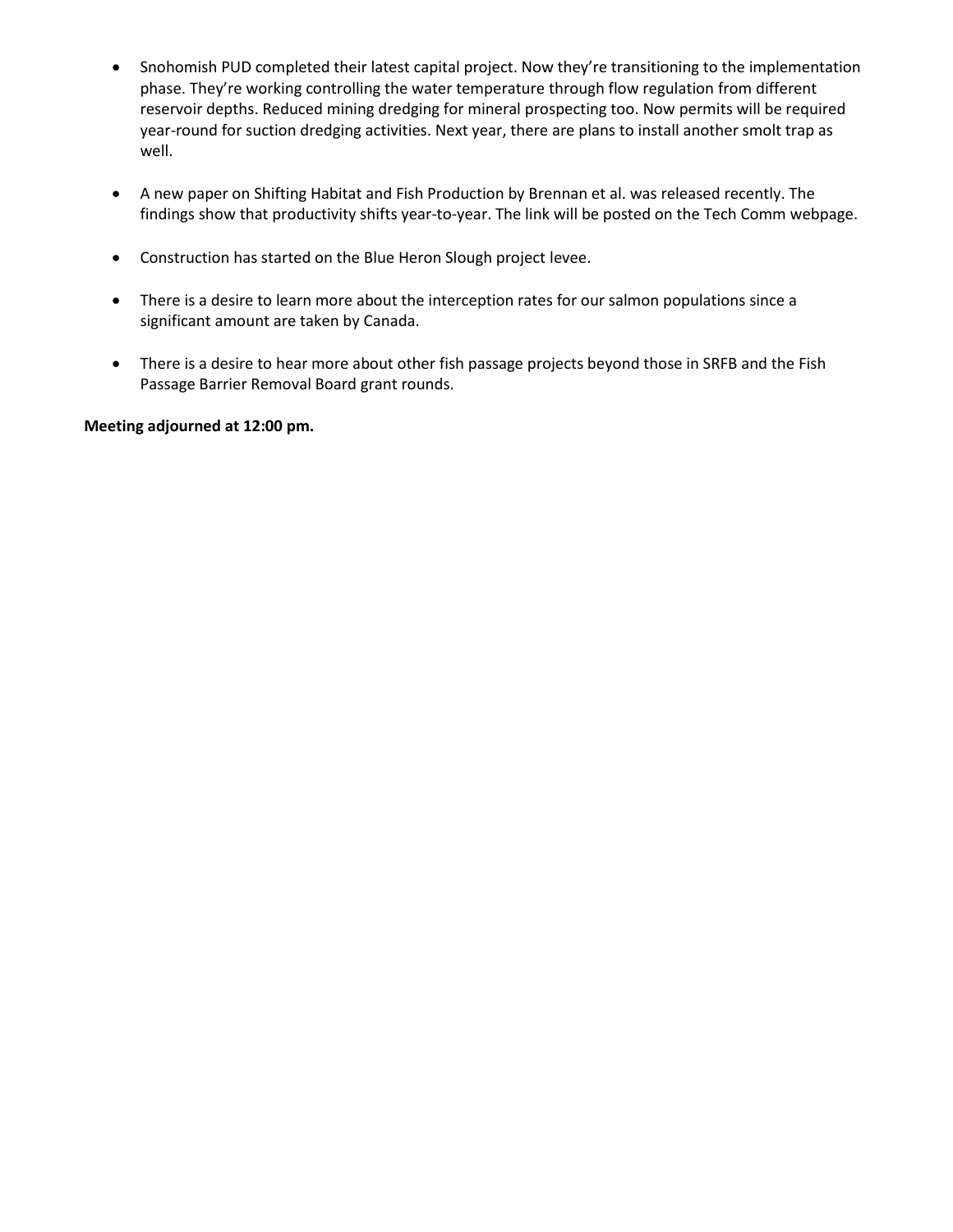- Snohomish PUD completed their latest capital project. Now they're transitioning to the implementation phase. They're working controlling the water temperature through flow regulation from different reservoir depths. Reduced mining dredging for mineral prospecting too. Now permits will be required year-round for suction dredging activities. Next year, there are plans to install another smolt trap as well.

- A new paper on Shifting Habitat and Fish Production by Brennan et al. was released recently. The findings show that productivity shifts year-to-year. The link will be posted on the Tech Comm webpage.

- Construction has started on the Blue Heron Slough project levee.

- There is a desire to learn more about the interception rates for our salmon populations since a significant amount are taken by Canada.

- There is a desire to hear more about other fish passage projects beyond those in SRFB and the Fish Passage Barrier Removal Board grant rounds.

**Meeting adjourned at 12:00 pm.**